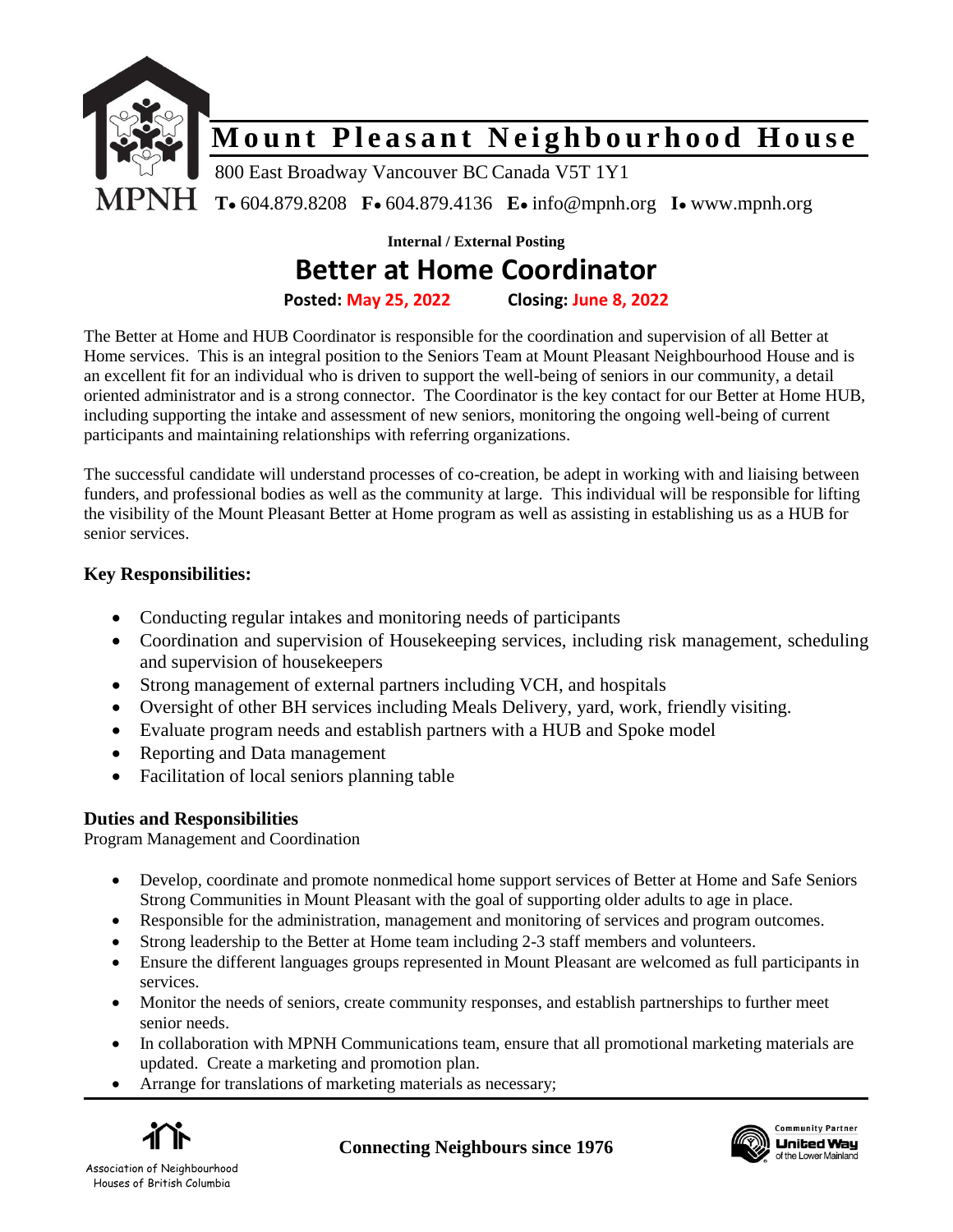# Mount Pleasant Neighbourhood House

800 East Broadway Vancouver BC Canada V5T 1Y1

MPNH **T•** 604.879.8208 **F•** 604.879.4136 **E•** info@mpnh.org **I•** www.mpnh.org

**Internal / External Posting**

## Better at Home Coordinator

**Posted: May 25, 2022** **Closing: June 8, 2022**

The Better at Home and HUB Coordinator is responsible for the coordination and supervision of all Better at Home services. This is an integral position to the Seniors Team at Mount Pleasant Neighbourhood House and is an excellent fit for an individual who is driven to support the well-being of seniors in our community, a detail oriented administrator and is a strong connector. The Coordinator is the key contact for our Better at Home HUB, including supporting the intake and assessment of new seniors, monitoring the ongoing well-being of current participants and maintaining relationships with referring organizations.

The successful candidate will understand processes of co-creation, be adept in working with and liaising between funders, and professional bodies as well as the community at large. This individual will be responsible for lifting the visibility of the Mount Pleasant Better at Home program as well as assisting in establishing us as a HUB for senior services.

### Key Responsibilities:

- Conducting regular intakes and monitoring needs of participants
- Coordination and supervision of Housekeeping services, including risk management, scheduling and supervision of housekeepers
- Strong management of external partners including VCH, and hospitals
- Oversight of other BH services including Meals Delivery, yard, work, friendly visiting.
- Evaluate program needs and establish partners with a HUB and Spoke model
- Reporting and Data management
- Facilitation of local seniors planning table

### Duties and Responsibilities

Program Management and Coordination

- Develop, coordinate and promote nonmedical home support services of Better at Home and Safe Seniors Strong Communities in Mount Pleasant with the goal of supporting older adults to age in place.
- Responsible for the administration, management and monitoring of services and program outcomes.
- Strong leadership to the Better at Home team including 2-3 staff members and volunteers.
- Ensure the different languages groups represented in Mount Pleasant are welcomed as full participants in services.
- Monitor the needs of seniors, create community responses, and establish partnerships to further meet senior needs.
- In collaboration with MPNH Communications team, ensure that all promotional marketing materials are updated. Create a marketing and promotion plan.
- Arrange for translations of marketing materials as necessary;

Association of Neighbourhood Houses of British Columbia

**Connecting Neighbours since 1976**

Community Partner United Way of the Lower Mainland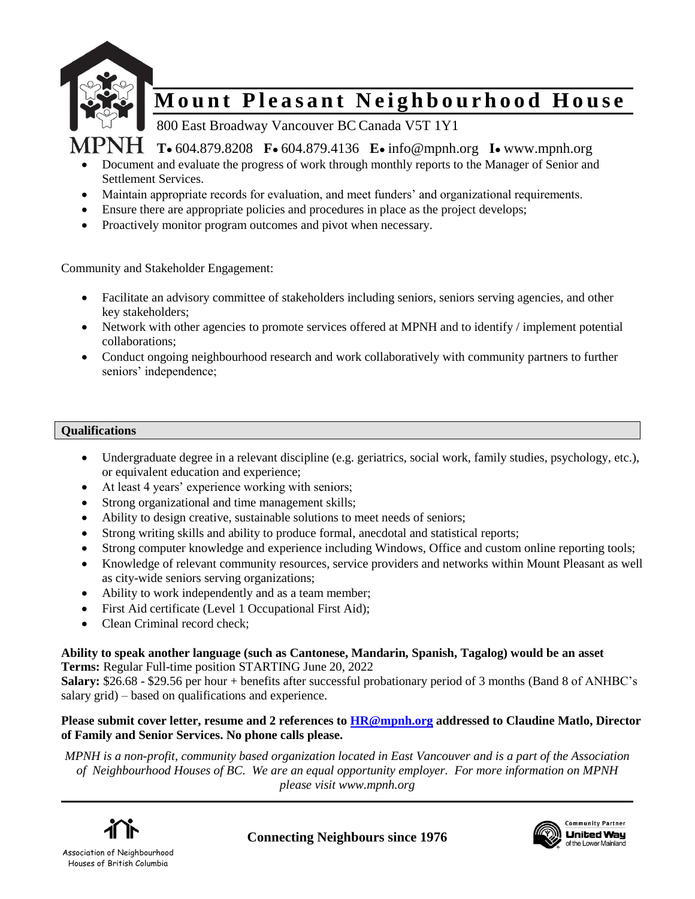- Document and evaluate the progress of work through monthly reports to the Manager of Senior and Settlement Services.
- Maintain appropriate records for evaluation, and meet funders' and organizational requirements.
- Ensure there are appropriate policies and procedures in place as the project develops;
- Proactively monitor program outcomes and pivot when necessary.

Community and Stakeholder Engagement:

- Facilitate an advisory committee of stakeholders including seniors, seniors serving agencies, and other key stakeholders;
- Network with other agencies to promote services offered at MPNH and to identify / implement potential collaborations;
- Conduct ongoing neighbourhood research and work collaboratively with community partners to further seniors' independence;

## Qualifications

- Undergraduate degree in a relevant discipline (e.g. geriatrics, social work, family studies, psychology, etc.), or equivalent education and experience;
- At least 4 years' experience working with seniors;
- Strong organizational and time management skills;
- Ability to design creative, sustainable solutions to meet needs of seniors;
- Strong writing skills and ability to produce formal, anecdotal and statistical reports;
- Strong computer knowledge and experience including Windows, Office and custom online reporting tools;
- Knowledge of relevant community resources, service providers and networks within Mount Pleasant as well as city-wide seniors serving organizations;
- Ability to work independently and as a team member;
- First Aid certificate (Level 1 Occupational First Aid);
- Clean Criminal record check;

**Ability to speak another language (such as Cantonese, Mandarin, Spanish, Tagalog) would be an asset**

**Terms:** Regular Full-time position STARTING June 20, 2022

**Salary:** $26.68 - $29.56 per hour + benefits after successful probationary period of 3 months (Band 8 of ANHBC's salary grid) – based on qualifications and experience.

**Please submit cover letter, resume and 2 references to [HR@mpnh.org](mailto:HR@mpnh.org) addressed to Claudine Matlo, Director of Family and Senior Services. No phone calls please.**

*MPNH is a non-profit, community based organization located in East Vancouver and is a part of the Association of Neighbourhood Houses of BC. We are an equal opportunity employer. For more information on MPNH please visit www.mpnh.org*